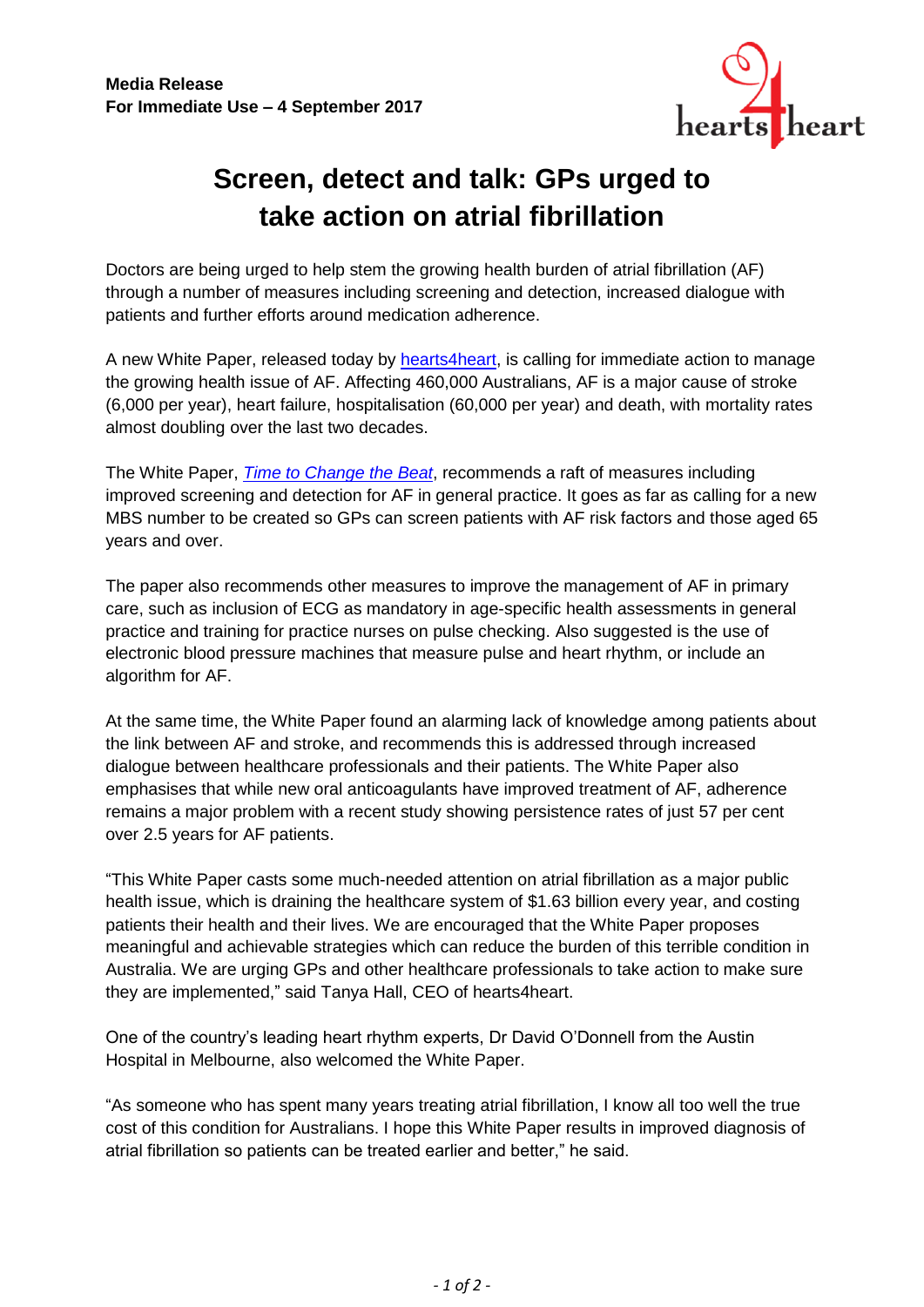**Media Release**
**For Immediate Use – 4 September 2017**

# Screen, detect and talk: GPs urged to take action on atrial fibrillation

Doctors are being urged to help stem the growing health burden of atrial fibrillation (AF) through a number of measures including screening and detection, increased dialogue with patients and further efforts around medication adherence.

A new White Paper, released today by hearts4heart, is calling for immediate action to manage the growing health issue of AF. Affecting 460,000 Australians, AF is a major cause of stroke (6,000 per year), heart failure, hospitalisation (60,000 per year) and death, with mortality rates almost doubling over the last two decades.

The White Paper, *Time to Change the Beat*, recommends a raft of measures including improved screening and detection for AF in general practice. It goes as far as calling for a new MBS number to be created so GPs can screen patients with AF risk factors and those aged 65 years and over.

The paper also recommends other measures to improve the management of AF in primary care, such as inclusion of ECG as mandatory in age-specific health assessments in general practice and training for practice nurses on pulse checking. Also suggested is the use of electronic blood pressure machines that measure pulse and heart rhythm, or include an algorithm for AF.

At the same time, the White Paper found an alarming lack of knowledge among patients about the link between AF and stroke, and recommends this is addressed through increased dialogue between healthcare professionals and their patients. The White Paper also emphasises that while new oral anticoagulants have improved treatment of AF, adherence remains a major problem with a recent study showing persistence rates of just 57 per cent over 2.5 years for AF patients.

"This White Paper casts some much-needed attention on atrial fibrillation as a major public health issue, which is draining the healthcare system of $1.63 billion every year, and costing patients their health and their lives. We are encouraged that the White Paper proposes meaningful and achievable strategies which can reduce the burden of this terrible condition in Australia. We are urging GPs and other healthcare professionals to take action to make sure they are implemented," said Tanya Hall, CEO of hearts4heart.

One of the country's leading heart rhythm experts, Dr David O'Donnell from the Austin Hospital in Melbourne, also welcomed the White Paper.

"As someone who has spent many years treating atrial fibrillation, I know all too well the true cost of this condition for Australians. I hope this White Paper results in improved diagnosis of atrial fibrillation so patients can be treated earlier and better," he said.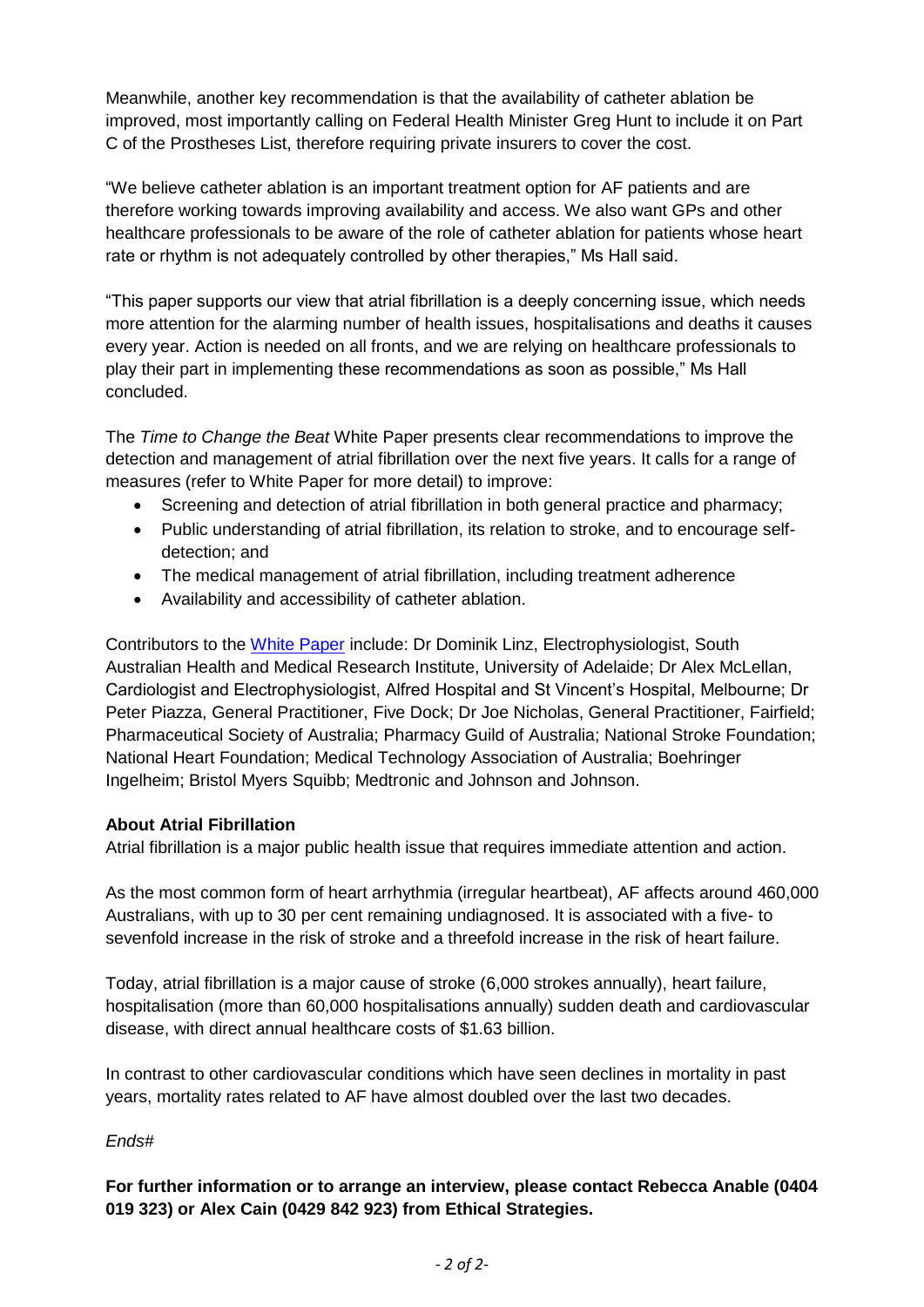Meanwhile, another key recommendation is that the availability of catheter ablation be improved, most importantly calling on Federal Health Minister Greg Hunt to include it on Part C of the Prostheses List, therefore requiring private insurers to cover the cost.

"We believe catheter ablation is an important treatment option for AF patients and are therefore working towards improving availability and access. We also want GPs and other healthcare professionals to be aware of the role of catheter ablation for patients whose heart rate or rhythm is not adequately controlled by other therapies," Ms Hall said.

"This paper supports our view that atrial fibrillation is a deeply concerning issue, which needs more attention for the alarming number of health issues, hospitalisations and deaths it causes every year. Action is needed on all fronts, and we are relying on healthcare professionals to play their part in implementing these recommendations as soon as possible," Ms Hall concluded.

The *Time to Change the Beat* White Paper presents clear recommendations to improve the detection and management of atrial fibrillation over the next five years. It calls for a range of measures (refer to White Paper for more detail) to improve:

- Screening and detection of atrial fibrillation in both general practice and pharmacy;
- Public understanding of atrial fibrillation, its relation to stroke, and to encourage self-detection; and
- The medical management of atrial fibrillation, including treatment adherence
- Availability and accessibility of catheter ablation.

Contributors to the White Paper include: Dr Dominik Linz, Electrophysiologist, South Australian Health and Medical Research Institute, University of Adelaide; Dr Alex McLellan, Cardiologist and Electrophysiologist, Alfred Hospital and St Vincent's Hospital, Melbourne; Dr Peter Piazza, General Practitioner, Five Dock; Dr Joe Nicholas, General Practitioner, Fairfield; Pharmaceutical Society of Australia; Pharmacy Guild of Australia; National Stroke Foundation; National Heart Foundation; Medical Technology Association of Australia; Boehringer Ingelheim; Bristol Myers Squibb; Medtronic and Johnson and Johnson.

**About Atrial Fibrillation**

Atrial fibrillation is a major public health issue that requires immediate attention and action.

As the most common form of heart arrhythmia (irregular heartbeat), AF affects around 460,000 Australians, with up to 30 per cent remaining undiagnosed. It is associated with a five- to sevenfold increase in the risk of stroke and a threefold increase in the risk of heart failure.

Today, atrial fibrillation is a major cause of stroke (6,000 strokes annually), heart failure, hospitalisation (more than 60,000 hospitalisations annually) sudden death and cardiovascular disease, with direct annual healthcare costs of $1.63 billion.

In contrast to other cardiovascular conditions which have seen declines in mortality in past years, mortality rates related to AF have almost doubled over the last two decades.

*Ends#*

**For further information or to arrange an interview, please contact Rebecca Anable (0404 019 323) or Alex Cain (0429 842 923) from Ethical Strategies.**